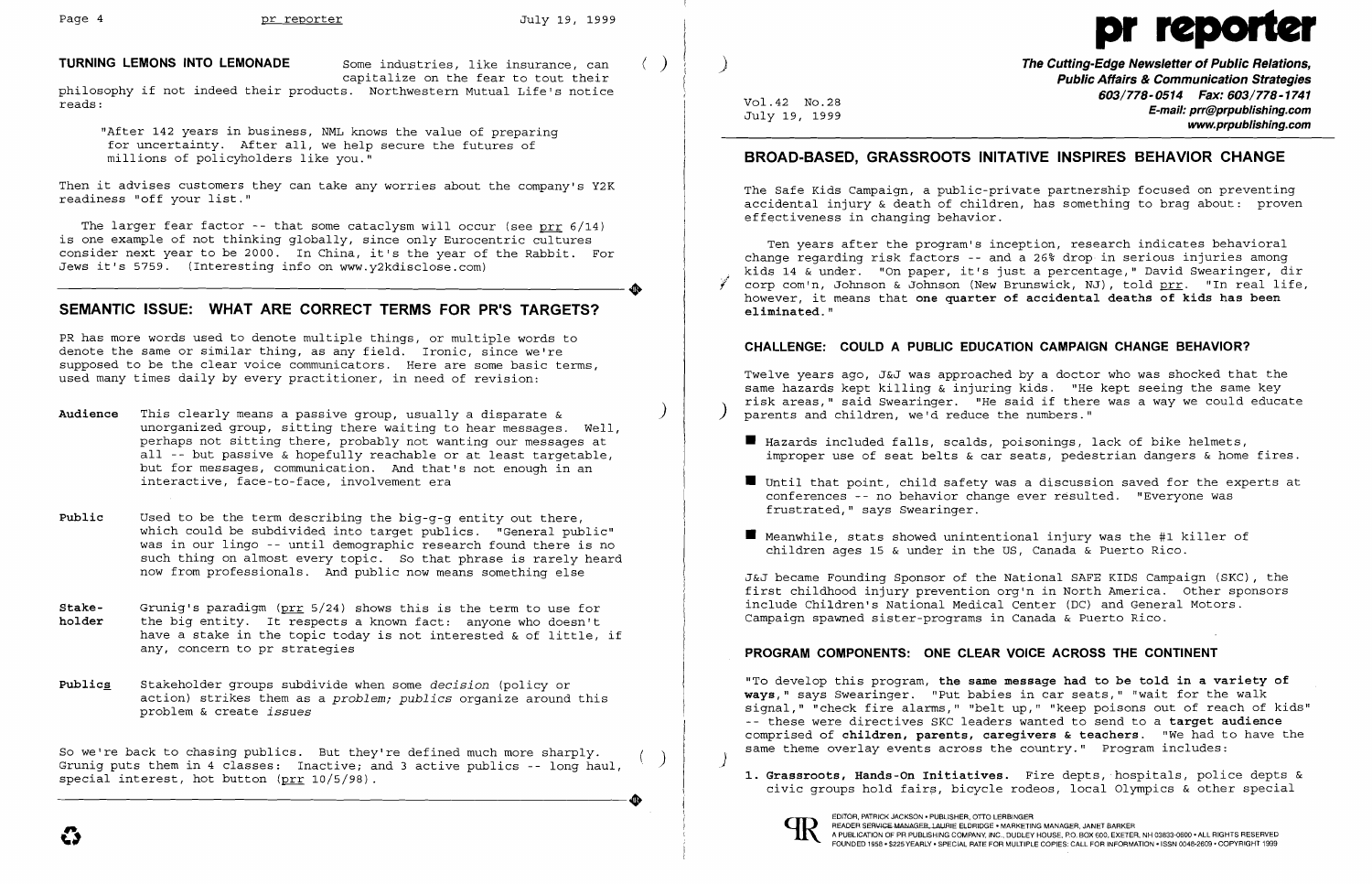## TURNING LEMONS INTO LEMONADE

Some industries, like insurance, can capitalize on the fear to tout their philosophy if not indeed their products. Northwestern Mutual Life's notice reads:

"After 142 years in business, NML knows the value of preparing for uncertainty. After all, we help secure the futures of millions of policyholders like you."

Then it advises customers they can take any worries about the company's Y2K readiness "off your list."

The larger fear factor -- that some cataclysm will occur (see prr 6/14) is one example of not thinking globally, since only Eurocentric cultures consider next year to be 2000. In China, it's the year of the Rabbit. For Jews it's 5759. (Interesting info on www.y2kdisclose.com)

## SEMANTIC ISSUE: WHAT ARE CORRECT TERMS FOR PR'S TARGETS?

PR has more words used to denote multiple things, or multiple words to denote the same or similar thing, as any field. Ironic, since we're supposed to be the clear voice communicators. Here are some basic terms, used many times daily by every practitioner, in need of revision:

**Audience** This clearly means a passive group, usually a disparate & unorganized group, sitting there waiting to hear messages. Well, perhaps not sitting there, probably not wanting our messages at all -- but passive & hopefully reachable or at least targetable, but for messages, communication. And that's not enough in an interactive, face-to-face, involvement era

**Public** Used to be the term describing the big-g-g entity out there, which could be subdivided into target publics. "General public" was in our lingo -- until demographic research found there is no such thing on almost every topic. So that phrase is rarely heard now from professionals. And public now means something else

**Stakeholder** Grunig's paradigm (prr 5/24) shows this is the term to use for the big entity. It respects a known fact: anyone who doesn't have a stake in the topic today is not interested & of little, if any, concern to pr strategies

**Publics** Stakeholder groups subdivide when some *decision* (policy or action) strikes them as a *problem; publics* organize around this problem & create *issues*

So we're back to chasing publics. But they're defined much more sharply. Grunig puts them in 4 classes: Inactive; and 3 active publics -- long haul, special interest, hot button (prr 10/5/98).

# pr reporter

**The Cutting-Edge Newsletter of Public Relations, Public Affairs & Communication Strategies**
**603/778-0514 Fax: 603/778-1741**
**E-mail: prr@prpublishing.com**
**www.prpublishing.com**

Vol.42 No.28
July 19, 1999

## BROAD-BASED, GRASSROOTS INITATIVE INSPIRES BEHAVIOR CHANGE

The Safe Kids Campaign, a public-private partnership focused on preventing accidental injury & death of children, has something to brag about: proven effectiveness in changing behavior.

Ten years after the program's inception, research indicates behavioral change regarding risk factors -- and a 26% drop in serious injuries among kids 14 & under. "On paper, it's just a percentage," David Swearinger, dir corp com'n, Johnson & Johnson (New Brunswick, NJ), told prr. "In real life, however, it means that **one quarter of accidental deaths of kids has been eliminated.**"

### CHALLENGE: COULD A PUBLIC EDUCATION CAMPAIGN CHANGE BEHAVIOR?

Twelve years ago, J&J was approached by a doctor who was shocked that the same hazards kept killing & injuring kids. "He kept seeing the same key risk areas," said Swearinger. "He said if there was a way we could educate parents and children, we'd reduce the numbers."

- Hazards included falls, scalds, poisonings, lack of bike helmets, improper use of seat belts & car seats, pedestrian dangers & home fires.
- Until that point, child safety was a discussion saved for the experts at conferences -- no behavior change ever resulted. "Everyone was frustrated," says Swearinger.
- Meanwhile, stats showed unintentional injury was the #1 killer of children ages 15 & under in the US, Canada & Puerto Rico.

J&J became Founding Sponsor of the National SAFE KIDS Campaign (SKC), the first childhood injury prevention org'n in North America. Other sponsors include Children's National Medical Center (DC) and General Motors. Campaign spawned sister-programs in Canada & Puerto Rico.

### PROGRAM COMPONENTS: ONE CLEAR VOICE ACROSS THE CONTINENT

"To develop this program, **the same message had to be told in a variety of ways**," says Swearinger. "Put babies in car seats," "wait for the walk signal," "check fire alarms," "belt up," "keep poisons out of reach of kids" -- these were directives SKC leaders wanted to send to a **target audience** comprised of **children, parents, caregivers & teachers**. "We had to have the same theme overlay events across the country." Program includes:

1. **Grassroots, Hands-On Initiatives.** Fire depts, hospitals, police depts & civic groups hold fairs, bicycle rodeos, local Olympics & other special

EDITOR, PATRICK JACKSON • PUBLISHER, OTTO LERBINGER
READER SERVICE MANAGER, LAURIE ELDRIDGE • MARKETING MANAGER, JANET BARKER
A PUBLICATION OF PR PUBLISHING COMPANY, INC., DUDLEY HOUSE, P.O. BOX 600, EXETER, NH 03833-0600 • ALL RIGHTS RESERVED
FOUNDED 1958 • $225 YEARLY • SPECIAL RATE FOR MULTIPLE COPIES: CALL FOR INFORMATION • ISSN 0048-2609 • COPYRIGHT 1999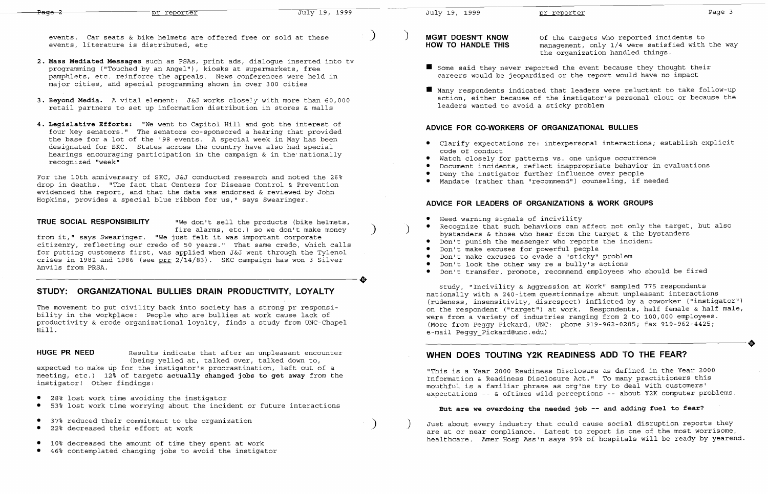events. Car seats & bike helmets are offered free or sold at these events, literature is distributed, etc

2. **Mass Mediated Messages** such as PSAs, print ads, dialogue inserted into tv programming ("Touched by an Angel"), kiosks at supermarkets, free pamphlets, etc. reinforce the appeals. News conferences were held in major cities, and special programming shown in over 300 cities

3. **Beyond Media.** A vital element: J&J works closely with more than 60,000 retail partners to set up information distribution in stores & malls

4. **Legislative Efforts:** "We went to Capitol Hill and got the interest of four key senators." The senators co-sponsored a hearing that provided the base for a lot of the '98 events. A special week in May has been designated for SKC. States across the country have also had special hearings encouraging participation in the campaign & in the nationally recognized "week"

For the 10th anniversary of SKC, J&J conducted research and noted the 26% drop in deaths. "The fact that Centers for Disease Control & Prevention evidenced the report, and that the data was endorsed & reviewed by John Hopkins, provides a special blue ribbon for us," says Swearinger.

**TRUE SOCIAL RESPONSIBILITY** "We don't sell the products (bike helmets, fire alarms, etc.) so we don't make money from it," says Swearinger. "We just felt it was important corporate citizenry, reflecting our credo of 50 years." That same credo, which calls for putting customers first, was applied when J&J went through the Tylenol crises in 1982 and 1986 (see prr 2/14/83). SKC campaign has won 3 Silver Anvils from PRSA.

## STUDY: ORGANIZATIONAL BULLIES DRAIN PRODUCTIVITY, LOYALTY

The movement to put civility back into society has a strong pr responsibility in the workplace: People who are bullies at work cause lack of productivity & erode organizational loyalty, finds a study from UNC-Chapel Hill.

**HUGE PR NEED** Results indicate that after an unpleasant encounter (being yelled at, talked down to, expected to make up for the instigator's procrastination, left out of a meeting, etc.) 12% of targets **actually changed jobs to get away** from the instigator! Other findings:

- 28% lost work time avoiding the instigator
- 53% lost work time worrying about the incident or future interactions
- 37% reduced their commitment to the organization
- 22% decreased their effort at work
- 10% decreased the amount of time they spent at work
- 46% contemplated changing jobs to avoid the instigator

**MGMT DOESN'T KNOW HOW TO HANDLE THIS** Of the targets who reported incidents to management, only 1/4 were satisfied with the way the organization handled things.

- Some said they never reported the event because they thought their careers would be jeopardized or the report would have no impact
- Many respondents indicated that leaders were reluctant to take follow-up action, either because of the instigator's personal clout or because the leaders wanted to avoid a sticky problem

### ADVICE FOR CO-WORKERS OF ORGANIZATIONAL BULLIES

- Clarify expectations re: interpersonal interactions; establish explicit code of conduct
- Watch closely for patterns vs. one unique occurrence
- Document incidents, reflect inappropriate behavior in evaluations
- Deny the instigator further influence over people
- Mandate (rather than "recommend") counseling, if needed

### ADVICE FOR LEADERS OF ORGANIZATIONS & WORK GROUPS

- Heed warning signals of incivility
- Recognize that such behaviors can affect not only the target, but also bystanders & those who hear from the target & the bystanders
- Don't punish the messenger who reports the incident
- Don't make excuses for powerful people
- Don't make excuses to evade a "sticky" problem
- Don't look the other way re a bully's actions
- Don't transfer, promote, recommend employees who should be fired

Study, "Incivility & Aggression at Work" sampled 775 respondents nationally with a 240-item questionnaire about unpleasant interactions (rudeness, insensitivity, disrespect) inflicted by a coworker ("instigator") on the respondent ("target") at work. Respondents, half female & half male, were from a variety of industries ranging from 2 to 100,000 employees. (More from Peggy Pickard, UNC: phone 919-962-0285; fax 919-962-4425; e-mail Peggy_Pickard@unc.edu)

## WHEN DOES TOUTING Y2K READINESS ADD TO THE FEAR?

"This is a Year 2000 Readiness Disclosure as defined in the Year 2000 Information & Readiness Disclosure Act." To many practitioners this mouthful is a familiar phrase as org'ns try to deal with customers' expectations -- & oftimes wild perceptions -- about Y2K computer problems.

**But are we overdoing the needed job -- and adding fuel to fear?**

Just about every industry that could cause social disruption reports they are at or near compliance. Latest to report is one of the most worrisome, healthcare. Amer Hosp Ass'n says 99% of hospitals will be ready by yearend.